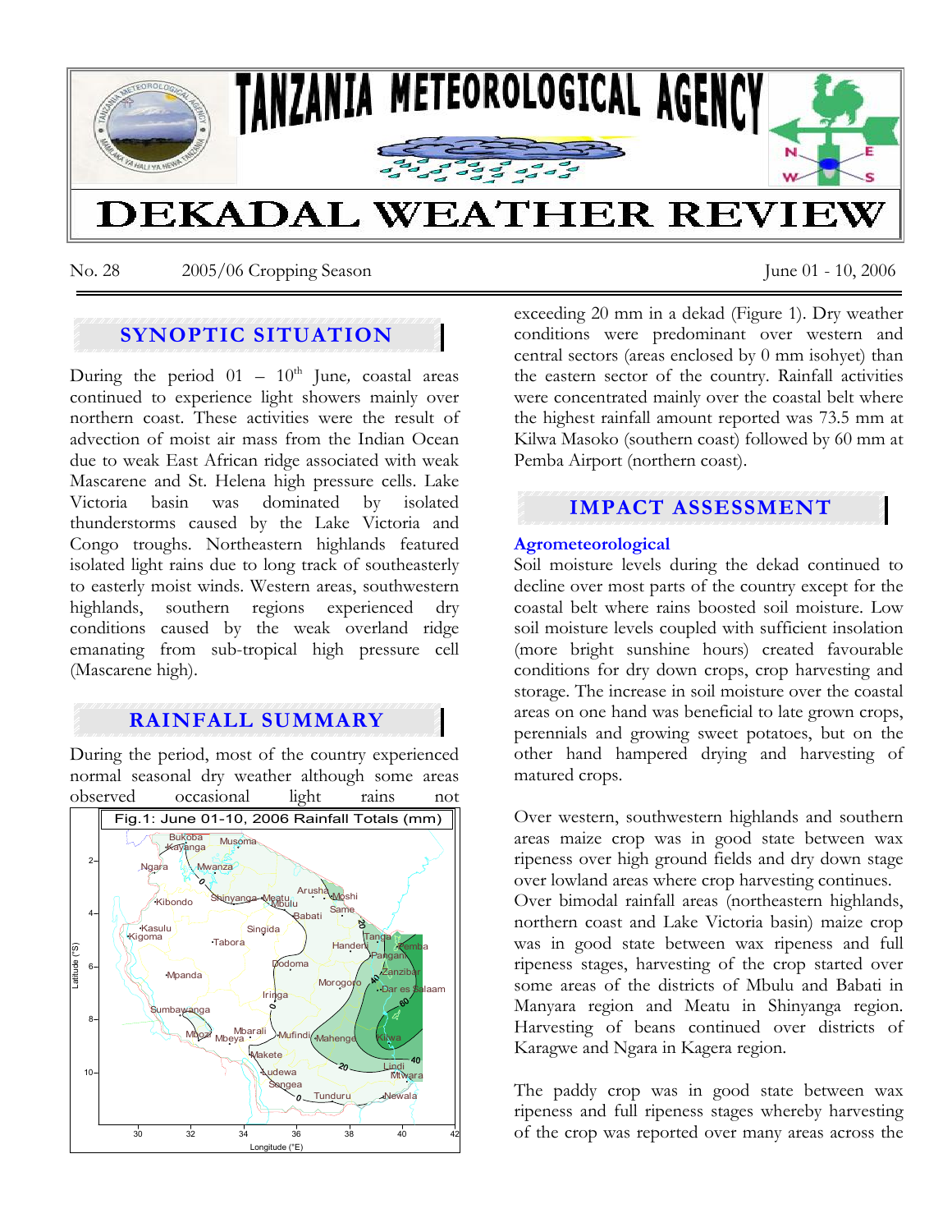# TANZANIA METEOROLOGICAL AGENCY

# DEKADAL WEATHER REVIEW

No. 28 2005/06 Cropping Season June 01 - 10, 2006

## SYNOPTIC SITUATION

During the period 01 – 10th June, coastal areas continued to experience light showers mainly over northern coast. These activities were the result of advection of moist air mass from the Indian Ocean due to weak East African ridge associated with weak Mascarene and St. Helena high pressure cells. Lake Victoria basin was dominated by isolated thunderstorms caused by the Lake Victoria and Congo troughs. Northeastern highlands featured isolated light rains due to long track of southeasterly to easterly moist winds. Western areas, southwestern highlands, southern regions experienced dry conditions caused by the weak overland ridge emanating from sub-tropical high pressure cell (Mascarene high).

## RAINFALL SUMMARY

During the period, most of the country experienced normal seasonal dry weather although some areas observed occasional light rains not exceeding 20 mm in a dekad (Figure 1). Dry weather conditions were predominant over western and central sectors (areas enclosed by 0 mm isohyet) than the eastern sector of the country. Rainfall activities were concentrated mainly over the coastal belt where the highest rainfall amount reported was 73.5 mm at Kilwa Masoko (southern coast) followed by 60 mm at Pemba Airport (northern coast).

Fig.1: June 01-10, 2006 Rainfall Totals (mm)

## IMPACT ASSESSMENT

### Agrometeorological

Soil moisture levels during the dekad continued to decline over most parts of the country except for the coastal belt where rains boosted soil moisture. Low soil moisture levels coupled with sufficient insolation (more bright sunshine hours) created favourable conditions for dry down crops, crop harvesting and storage. The increase in soil moisture over the coastal areas on one hand was beneficial to late grown crops, perennials and growing sweet potatoes, but on the other hand hampered drying and harvesting of matured crops.

Over western, southwestern highlands and southern areas maize crop was in good state between wax ripeness over high ground fields and dry down stage over lowland areas where crop harvesting continues. Over bimodal rainfall areas (northeastern highlands, northern coast and Lake Victoria basin) maize crop was in good state between wax ripeness and full ripeness stages, harvesting of the crop started over some areas of the districts of Mbulu and Babati in Manyara region and Meatu in Shinyanga region. Harvesting of beans continued over districts of Karagwe and Ngara in Kagera region.

The paddy crop was in good state between wax ripeness and full ripeness stages whereby harvesting of the crop was reported over many areas across the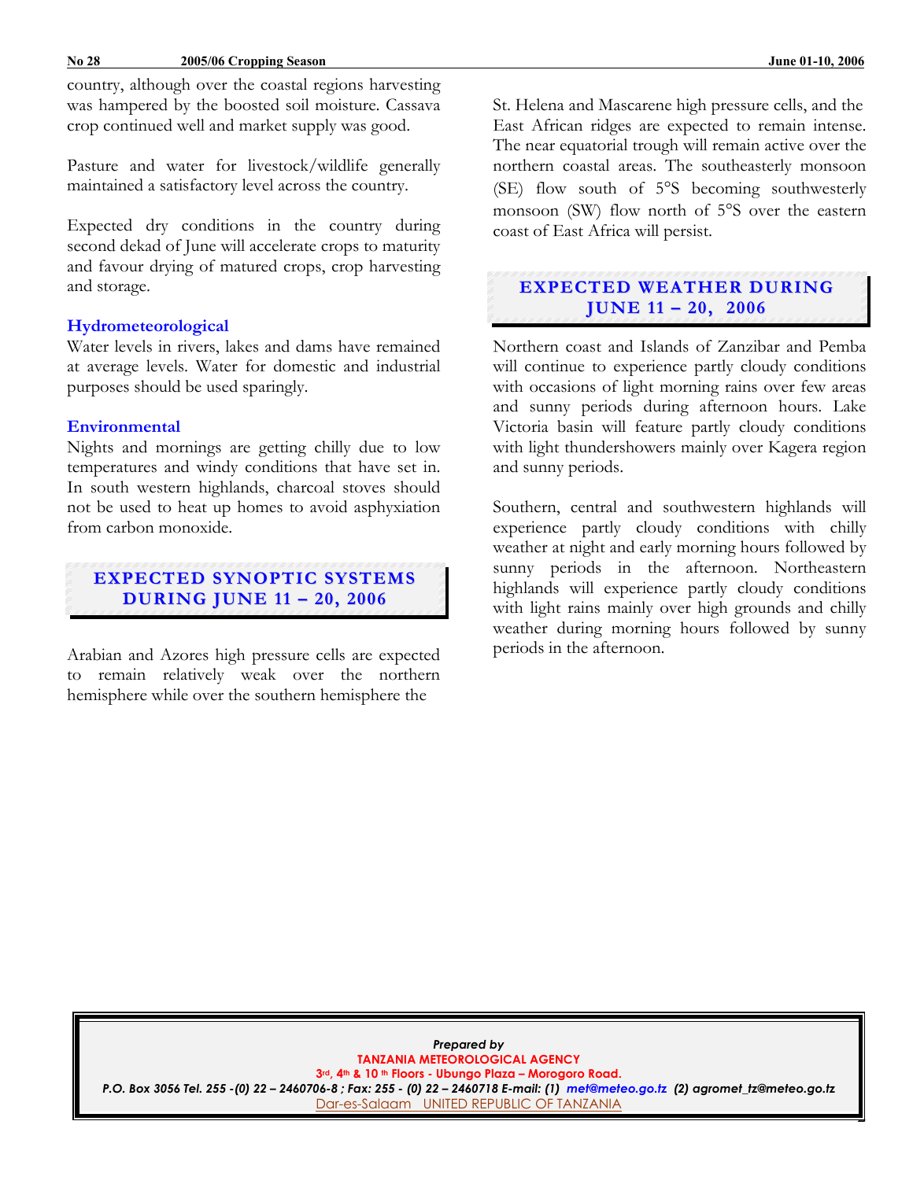country, although over the coastal regions harvesting was hampered by the boosted soil moisture. Cassava crop continued well and market supply was good.

Pasture and water for livestock/wildlife generally maintained a satisfactory level across the country.

Expected dry conditions in the country during second dekad of June will accelerate crops to maturity and favour drying of matured crops, crop harvesting and storage.

### Hydrometeorological

Water levels in rivers, lakes and dams have remained at average levels. Water for domestic and industrial purposes should be used sparingly.

### Environmental

Nights and mornings are getting chilly due to low temperatures and windy conditions that have set in. In south western highlands, charcoal stoves should not be used to heat up homes to avoid asphyxiation from carbon monoxide.

## EXPECTED SYNOPTIC SYSTEMS DURING JUNE 11 – 20, 2006

Arabian and Azores high pressure cells are expected to remain relatively weak over the northern hemisphere while over the southern hemisphere the St. Helena and Mascarene high pressure cells, and the East African ridges are expected to remain intense. The near equatorial trough will remain active over the northern coastal areas. The southeasterly monsoon (SE) flow south of 5°S becoming southwesterly monsoon (SW) flow north of 5°S over the eastern coast of East Africa will persist.

## EXPECTED WEATHER DURING JUNE 11 – 20, 2006

Northern coast and Islands of Zanzibar and Pemba will continue to experience partly cloudy conditions with occasions of light morning rains over few areas and sunny periods during afternoon hours. Lake Victoria basin will feature partly cloudy conditions with light thundershowers mainly over Kagera region and sunny periods.

Southern, central and southwestern highlands will experience partly cloudy conditions with chilly weather at night and early morning hours followed by sunny periods in the afternoon. Northeastern highlands will experience partly cloudy conditions with light rains mainly over high grounds and chilly weather during morning hours followed by sunny periods in the afternoon.

*Prepared by*
**TANZANIA METEOROLOGICAL AGENCY**
**3rd, 4th & 10th Floors - Ubungo Plaza – Morogoro Road.**
*P.O. Box 3056 Tel. 255 -(0) 22 – 2460706-8 ; Fax: 255 - (0) 22 – 2460718 E-mail: (1) met@meteo.go.tz (2) agromet_tz@meteo.go.tz*
Dar-es-Salaam UNITED REPUBLIC OF TANZANIA